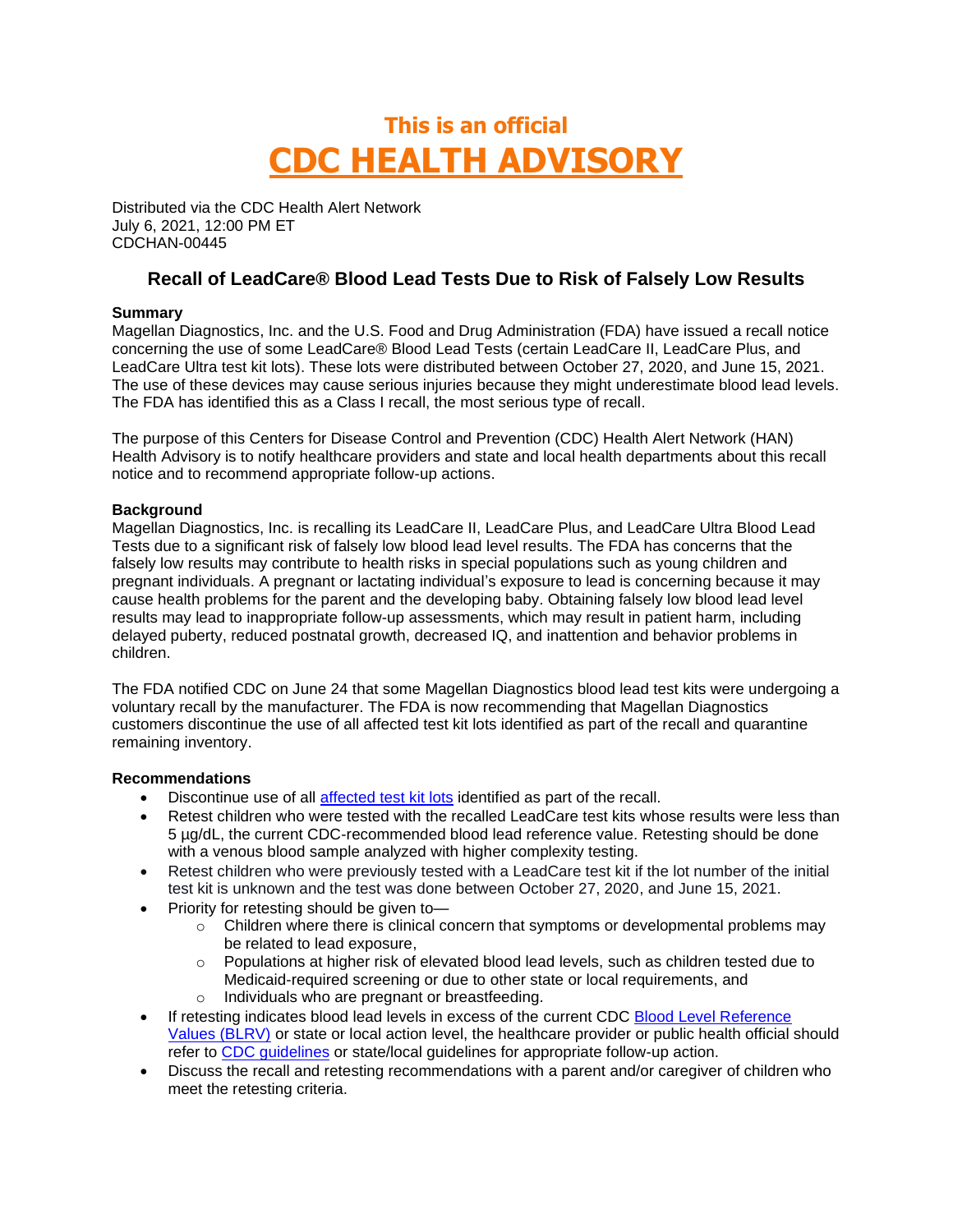# This is an official CDC HEALTH ADVISORY

Distributed via the CDC Health Alert Network
July 6, 2021, 12:00 PM ET
CDCHAN-00445

## Recall of LeadCare® Blood Lead Tests Due to Risk of Falsely Low Results

**Summary**

Magellan Diagnostics, Inc. and the U.S. Food and Drug Administration (FDA) have issued a recall notice concerning the use of some LeadCare® Blood Lead Tests (certain LeadCare II, LeadCare Plus, and LeadCare Ultra test kit lots). These lots were distributed between October 27, 2020, and June 15, 2021. The use of these devices may cause serious injuries because they might underestimate blood lead levels. The FDA has identified this as a Class I recall, the most serious type of recall.

The purpose of this Centers for Disease Control and Prevention (CDC) Health Alert Network (HAN) Health Advisory is to notify healthcare providers and state and local health departments about this recall notice and to recommend appropriate follow-up actions.

**Background**

Magellan Diagnostics, Inc. is recalling its LeadCare II, LeadCare Plus, and LeadCare Ultra Blood Lead Tests due to a significant risk of falsely low blood lead level results. The FDA has concerns that the falsely low results may contribute to health risks in special populations such as young children and pregnant individuals. A pregnant or lactating individual's exposure to lead is concerning because it may cause health problems for the parent and the developing baby. Obtaining falsely low blood lead level results may lead to inappropriate follow-up assessments, which may result in patient harm, including delayed puberty, reduced postnatal growth, decreased IQ, and inattention and behavior problems in children.

The FDA notified CDC on June 24 that some Magellan Diagnostics blood lead test kits were undergoing a voluntary recall by the manufacturer. The FDA is now recommending that Magellan Diagnostics customers discontinue the use of all affected test kit lots identified as part of the recall and quarantine remaining inventory.

**Recommendations**

- Discontinue use of all affected test kit lots identified as part of the recall.
- Retest children who were tested with the recalled LeadCare test kits whose results were less than 5 µg/dL, the current CDC-recommended blood lead reference value. Retesting should be done with a venous blood sample analyzed with higher complexity testing.
- Retest children who were previously tested with a LeadCare test kit if the lot number of the initial test kit is unknown and the test was done between October 27, 2020, and June 15, 2021.
- Priority for retesting should be given to—
  - Children where there is clinical concern that symptoms or developmental problems may be related to lead exposure,
  - Populations at higher risk of elevated blood lead levels, such as children tested due to Medicaid-required screening or due to other state or local requirements, and
  - Individuals who are pregnant or breastfeeding.
- If retesting indicates blood lead levels in excess of the current CDC Blood Level Reference Values (BLRV) or state or local action level, the healthcare provider or public health official should refer to CDC guidelines or state/local guidelines for appropriate follow-up action.
- Discuss the recall and retesting recommendations with a parent and/or caregiver of children who meet the retesting criteria.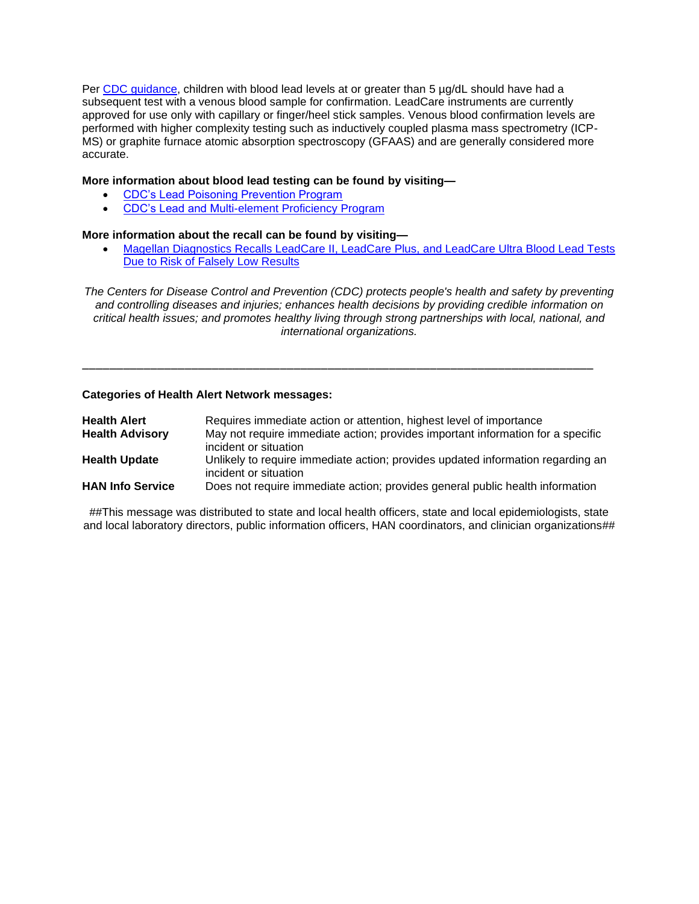Per CDC guidance, children with blood lead levels at or greater than 5 µg/dL should have had a subsequent test with a venous blood sample for confirmation. LeadCare instruments are currently approved for use only with capillary or finger/heel stick samples. Venous blood confirmation levels are performed with higher complexity testing such as inductively coupled plasma mass spectrometry (ICP-MS) or graphite furnace atomic absorption spectroscopy (GFAAS) and are generally considered more accurate.

**More information about blood lead testing can be found by visiting—**

- CDC's Lead Poisoning Prevention Program
- CDC's Lead and Multi-element Proficiency Program

**More information about the recall can be found by visiting—**

- Magellan Diagnostics Recalls LeadCare II, LeadCare Plus, and LeadCare Ultra Blood Lead Tests Due to Risk of Falsely Low Results

*The Centers for Disease Control and Prevention (CDC) protects people's health and safety by preventing and controlling diseases and injuries; enhances health decisions by providing credible information on critical health issues; and promotes healthy living through strong partnerships with local, national, and international organizations.*

---

**Categories of Health Alert Network messages:**

| | |
|---|---|
| **Health Alert** | Requires immediate action or attention, highest level of importance |
| **Health Advisory** | May not require immediate action; provides important information for a specific incident or situation |
| **Health Update** | Unlikely to require immediate action; provides updated information regarding an incident or situation |
| **HAN Info Service** | Does not require immediate action; provides general public health information |

##This message was distributed to state and local health officers, state and local epidemiologists, state and local laboratory directors, public information officers, HAN coordinators, and clinician organizations##